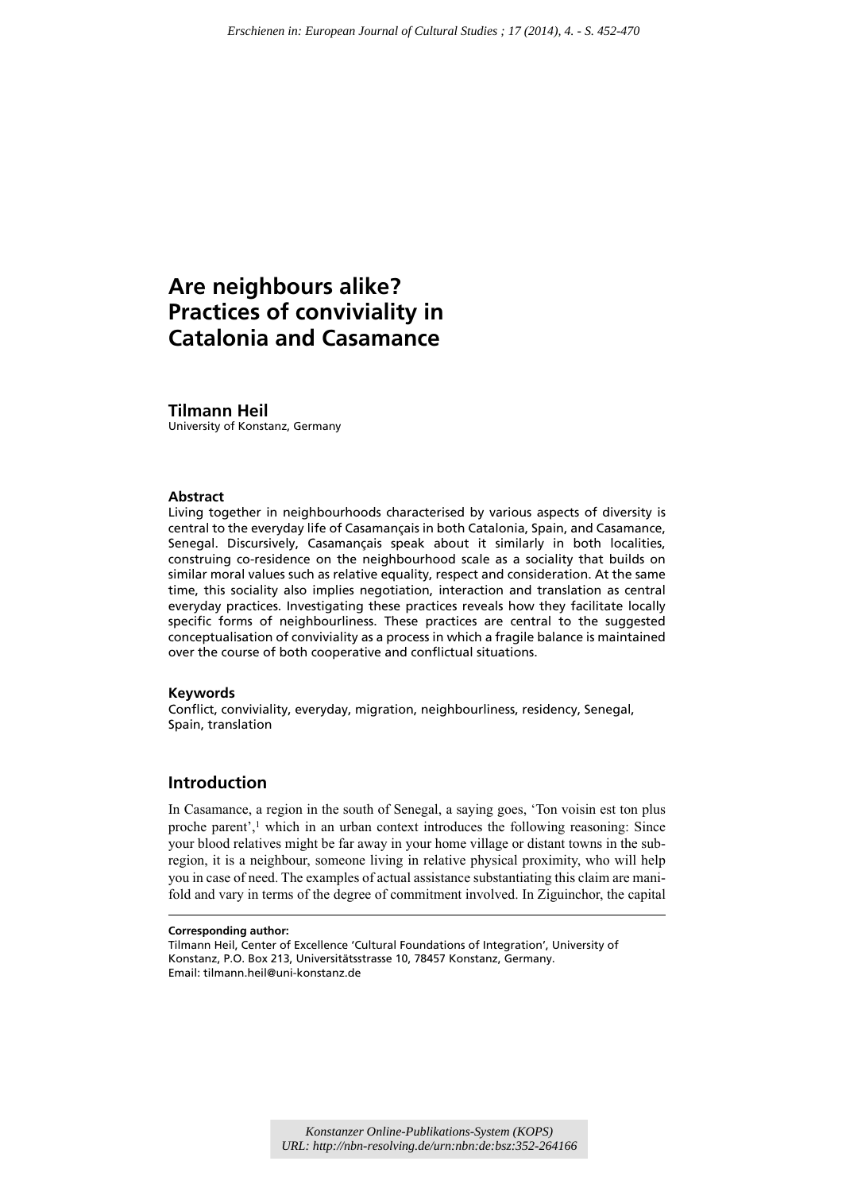Erschienen in: European Journal of Cultural Studies ; 17 (2014), 4. - S. 452-470

# Are neighbours alike? Practices of conviviality in Catalonia and Casamance

**Tilmann Heil**
University of Konstanz, Germany

### Abstract

Living together in neighbourhoods characterised by various aspects of diversity is central to the everyday life of Casamançais in both Catalonia, Spain, and Casamance, Senegal. Discursively, Casamançais speak about it similarly in both localities, construing co-residence on the neighbourhood scale as a sociality that builds on similar moral values such as relative equality, respect and consideration. At the same time, this sociality also implies negotiation, interaction and translation as central everyday practices. Investigating these practices reveals how they facilitate locally specific forms of neighbourliness. These practices are central to the suggested conceptualisation of conviviality as a process in which a fragile balance is maintained over the course of both cooperative and conflictual situations.

### Keywords

Conflict, conviviality, everyday, migration, neighbourliness, residency, Senegal, Spain, translation

## Introduction

In Casamance, a region in the south of Senegal, a saying goes, 'Ton voisin est ton plus proche parent',[1] which in an urban context introduces the following reasoning: Since your blood relatives might be far away in your home village or distant towns in the sub-region, it is a neighbour, someone living in relative physical proximity, who will help you in case of need. The examples of actual assistance substantiating this claim are manifold and vary in terms of the degree of commitment involved. In Ziguinchor, the capital

**Corresponding author:**
Tilmann Heil, Center of Excellence 'Cultural Foundations of Integration', University of Konstanz, P.O. Box 213, Universitätsstrasse 10, 78457 Konstanz, Germany.
Email: tilmann.heil@uni-konstanz.de

Konstanzer Online-Publikations-System (KOPS)
URL: http://nbn-resolving.de/urn:nbn:de:bsz:352-264166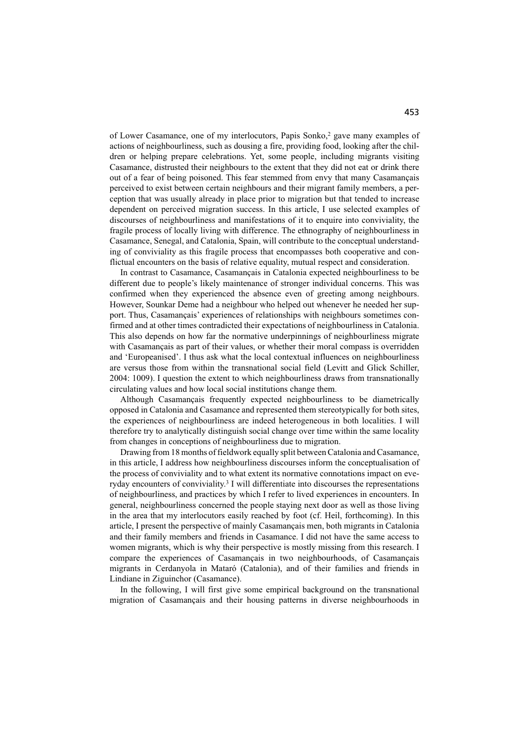of Lower Casamance, one of my interlocutors, Papis Sonko,[2] gave many examples of actions of neighbourliness, such as dousing a fire, providing food, looking after the children or helping prepare celebrations. Yet, some people, including migrants visiting Casamance, distrusted their neighbours to the extent that they did not eat or drink there out of a fear of being poisoned. This fear stemmed from envy that many Casamançais perceived to exist between certain neighbours and their migrant family members, a perception that was usually already in place prior to migration but that tended to increase dependent on perceived migration success. In this article, I use selected examples of discourses of neighbourliness and manifestations of it to enquire into conviviality, the fragile process of locally living with difference. The ethnography of neighbourliness in Casamance, Senegal, and Catalonia, Spain, will contribute to the conceptual understanding of conviviality as this fragile process that encompasses both cooperative and conflictual encounters on the basis of relative equality, mutual respect and consideration.

In contrast to Casamance, Casamançais in Catalonia expected neighbourliness to be different due to people's likely maintenance of stronger individual concerns. This was confirmed when they experienced the absence even of greeting among neighbours. However, Sounkar Deme had a neighbour who helped out whenever he needed her support. Thus, Casamançais' experiences of relationships with neighbours sometimes confirmed and at other times contradicted their expectations of neighbourliness in Catalonia. This also depends on how far the normative underpinnings of neighbourliness migrate with Casamançais as part of their values, or whether their moral compass is overridden and 'Europeanised'. I thus ask what the local contextual influences on neighbourliness are versus those from within the transnational social field (Levitt and Glick Schiller, 2004: 1009). I question the extent to which neighbourliness draws from transnationally circulating values and how local social institutions change them.

Although Casamançais frequently expected neighbourliness to be diametrically opposed in Catalonia and Casamance and represented them stereotypically for both sites, the experiences of neighbourliness are indeed heterogeneous in both localities. I will therefore try to analytically distinguish social change over time within the same locality from changes in conceptions of neighbourliness due to migration.

Drawing from 18 months of fieldwork equally split between Catalonia and Casamance, in this article, I address how neighbourliness discourses inform the conceptualisation of the process of conviviality and to what extent its normative connotations impact on everyday encounters of conviviality.[3] I will differentiate into discourses the representations of neighbourliness, and practices by which I refer to lived experiences in encounters. In general, neighbourliness concerned the people staying next door as well as those living in the area that my interlocutors easily reached by foot (cf. Heil, forthcoming). In this article, I present the perspective of mainly Casamançais men, both migrants in Catalonia and their family members and friends in Casamance. I did not have the same access to women migrants, which is why their perspective is mostly missing from this research. I compare the experiences of Casamançais in two neighbourhoods, of Casamançais migrants in Cerdanyola in Mataró (Catalonia), and of their families and friends in Lindiane in Ziguinchor (Casamance).

In the following, I will first give some empirical background on the transnational migration of Casamançais and their housing patterns in diverse neighbourhoods in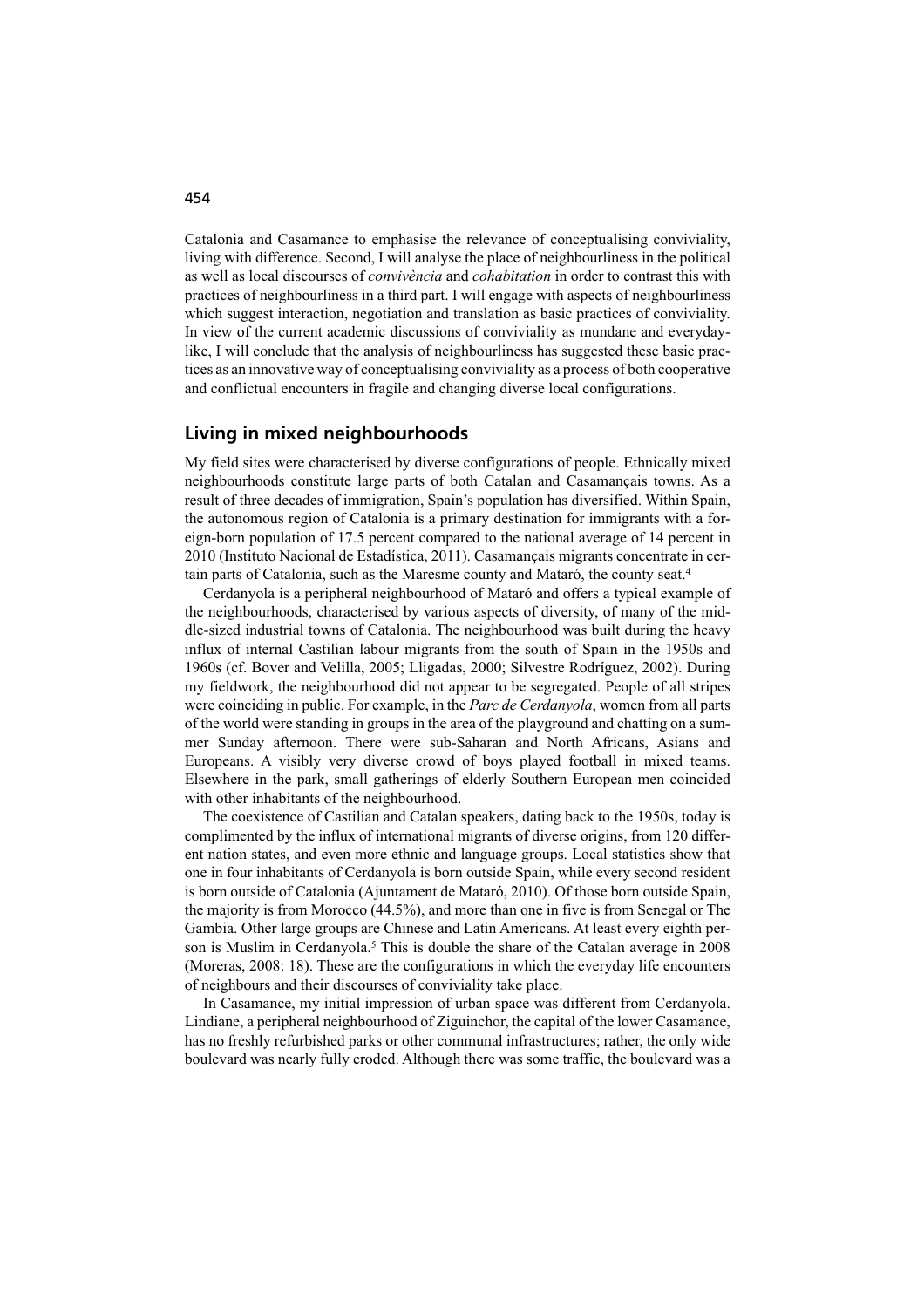Catalonia and Casamance to emphasise the relevance of conceptualising conviviality, living with difference. Second, I will analyse the place of neighbourliness in the political as well as local discourses of *convivència* and *cohabitation* in order to contrast this with practices of neighbourliness in a third part. I will engage with aspects of neighbourliness which suggest interaction, negotiation and translation as basic practices of conviviality. In view of the current academic discussions of conviviality as mundane and everyday-like, I will conclude that the analysis of neighbourliness has suggested these basic practices as an innovative way of conceptualising conviviality as a process of both cooperative and conflictual encounters in fragile and changing diverse local configurations.

## Living in mixed neighbourhoods

My field sites were characterised by diverse configurations of people. Ethnically mixed neighbourhoods constitute large parts of both Catalan and Casamançais towns. As a result of three decades of immigration, Spain's population has diversified. Within Spain, the autonomous region of Catalonia is a primary destination for immigrants with a foreign-born population of 17.5 percent compared to the national average of 14 percent in 2010 (Instituto Nacional de Estadística, 2011). Casamançais migrants concentrate in certain parts of Catalonia, such as the Maresme county and Mataró, the county seat.[4]

Cerdanyola is a peripheral neighbourhood of Mataró and offers a typical example of the neighbourhoods, characterised by various aspects of diversity, of many of the middle-sized industrial towns of Catalonia. The neighbourhood was built during the heavy influx of internal Castilian labour migrants from the south of Spain in the 1950s and 1960s (cf. Bover and Velilla, 2005; Lligadas, 2000; Silvestre Rodríguez, 2002). During my fieldwork, the neighbourhood did not appear to be segregated. People of all stripes were coinciding in public. For example, in the *Parc de Cerdanyola*, women from all parts of the world were standing in groups in the area of the playground and chatting on a summer Sunday afternoon. There were sub-Saharan and North Africans, Asians and Europeans. A visibly very diverse crowd of boys played football in mixed teams. Elsewhere in the park, small gatherings of elderly Southern European men coincided with other inhabitants of the neighbourhood.

The coexistence of Castilian and Catalan speakers, dating back to the 1950s, today is complimented by the influx of international migrants of diverse origins, from 120 different nation states, and even more ethnic and language groups. Local statistics show that one in four inhabitants of Cerdanyola is born outside Spain, while every second resident is born outside of Catalonia (Ajuntament de Mataró, 2010). Of those born outside Spain, the majority is from Morocco (44.5%), and more than one in five is from Senegal or The Gambia. Other large groups are Chinese and Latin Americans. At least every eighth person is Muslim in Cerdanyola.[5] This is double the share of the Catalan average in 2008 (Moreras, 2008: 18). These are the configurations in which the everyday life encounters of neighbours and their discourses of conviviality take place.

In Casamance, my initial impression of urban space was different from Cerdanyola. Lindiane, a peripheral neighbourhood of Ziguinchor, the capital of the lower Casamance, has no freshly refurbished parks or other communal infrastructures; rather, the only wide boulevard was nearly fully eroded. Although there was some traffic, the boulevard was a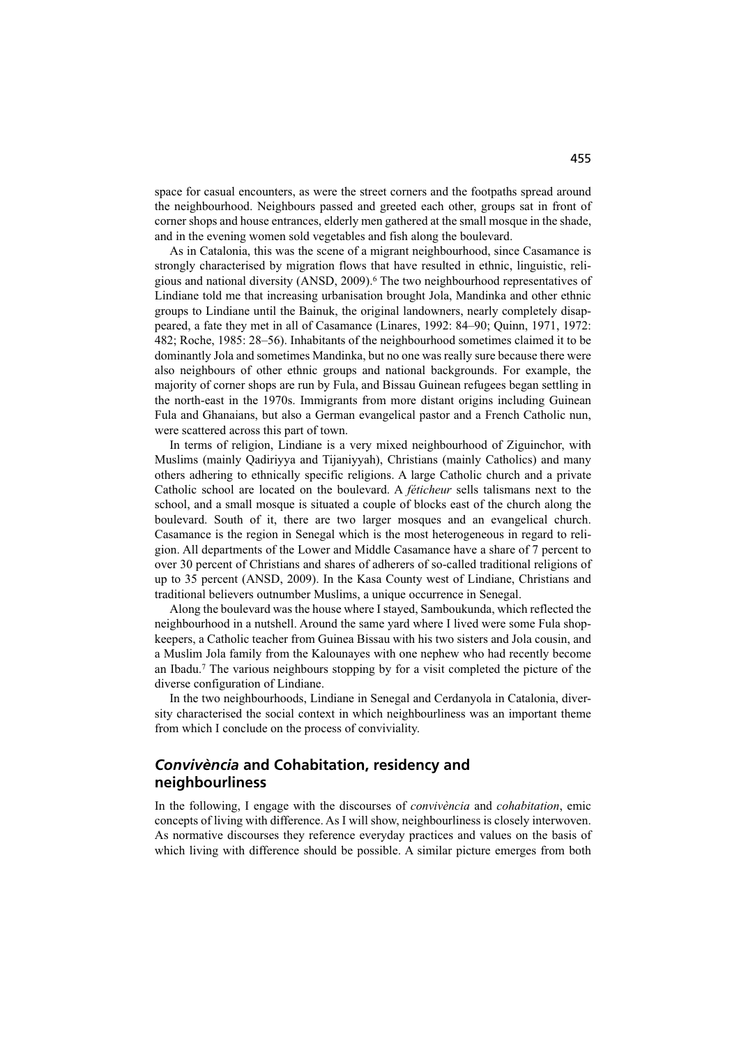space for casual encounters, as were the street corners and the footpaths spread around the neighbourhood. Neighbours passed and greeted each other, groups sat in front of corner shops and house entrances, elderly men gathered at the small mosque in the shade, and in the evening women sold vegetables and fish along the boulevard.

As in Catalonia, this was the scene of a migrant neighbourhood, since Casamance is strongly characterised by migration flows that have resulted in ethnic, linguistic, religious and national diversity (ANSD, 2009).[6] The two neighbourhood representatives of Lindiane told me that increasing urbanisation brought Jola, Mandinka and other ethnic groups to Lindiane until the Bainuk, the original landowners, nearly completely disappeared, a fate they met in all of Casamance (Linares, 1992: 84–90; Quinn, 1971, 1972: 482; Roche, 1985: 28–56). Inhabitants of the neighbourhood sometimes claimed it to be dominantly Jola and sometimes Mandinka, but no one was really sure because there were also neighbours of other ethnic groups and national backgrounds. For example, the majority of corner shops are run by Fula, and Bissau Guinean refugees began settling in the north-east in the 1970s. Immigrants from more distant origins including Guinean Fula and Ghanaians, but also a German evangelical pastor and a French Catholic nun, were scattered across this part of town.

In terms of religion, Lindiane is a very mixed neighbourhood of Ziguinchor, with Muslims (mainly Qadiriyya and Tijaniyyah), Christians (mainly Catholics) and many others adhering to ethnically specific religions. A large Catholic church and a private Catholic school are located on the boulevard. A *féticheur* sells talismans next to the school, and a small mosque is situated a couple of blocks east of the church along the boulevard. South of it, there are two larger mosques and an evangelical church. Casamance is the region in Senegal which is the most heterogeneous in regard to religion. All departments of the Lower and Middle Casamance have a share of 7 percent to over 30 percent of Christians and shares of adherers of so-called traditional religions of up to 35 percent (ANSD, 2009). In the Kasa County west of Lindiane, Christians and traditional believers outnumber Muslims, a unique occurrence in Senegal.

Along the boulevard was the house where I stayed, Samboukunda, which reflected the neighbourhood in a nutshell. Around the same yard where I lived were some Fula shopkeepers, a Catholic teacher from Guinea Bissau with his two sisters and Jola cousin, and a Muslim Jola family from the Kalounayes with one nephew who had recently become an Ibadu.[7] The various neighbours stopping by for a visit completed the picture of the diverse configuration of Lindiane.

In the two neighbourhoods, Lindiane in Senegal and Cerdanyola in Catalonia, diversity characterised the social context in which neighbourliness was an important theme from which I conclude on the process of conviviality.

## *Convivència* and Cohabitation, residency and neighbourliness

In the following, I engage with the discourses of *convivència* and *cohabitation*, emic concepts of living with difference. As I will show, neighbourliness is closely interwoven. As normative discourses they reference everyday practices and values on the basis of which living with difference should be possible. A similar picture emerges from both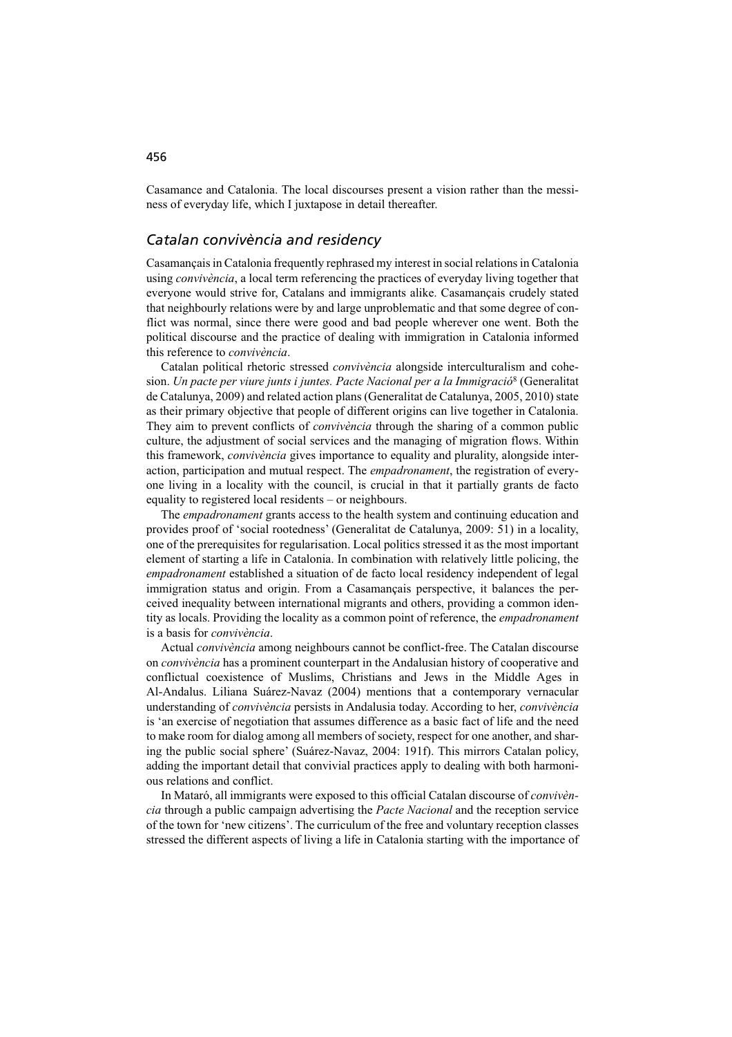Casamance and Catalonia. The local discourses present a vision rather than the messiness of everyday life, which I juxtapose in detail thereafter.

## *Catalan convivència and residency*

Casamançais in Catalonia frequently rephrased my interest in social relations in Catalonia using *convivència*, a local term referencing the practices of everyday living together that everyone would strive for, Catalans and immigrants alike. Casamançais crudely stated that neighbourly relations were by and large unproblematic and that some degree of conflict was normal, since there were good and bad people wherever one went. Both the political discourse and the practice of dealing with immigration in Catalonia informed this reference to *convivència*.

Catalan political rhetoric stressed *convivència* alongside interculturalism and cohesion. *Un pacte per viure junts i juntes. Pacte Nacional per a la Immigració*[8] (Generalitat de Catalunya, 2009) and related action plans (Generalitat de Catalunya, 2005, 2010) state as their primary objective that people of different origins can live together in Catalonia. They aim to prevent conflicts of *convivència* through the sharing of a common public culture, the adjustment of social services and the managing of migration flows. Within this framework, *convivència* gives importance to equality and plurality, alongside interaction, participation and mutual respect. The *empadronament*, the registration of everyone living in a locality with the council, is crucial in that it partially grants de facto equality to registered local residents – or neighbours.

The *empadronament* grants access to the health system and continuing education and provides proof of 'social rootedness' (Generalitat de Catalunya, 2009: 51) in a locality, one of the prerequisites for regularisation. Local politics stressed it as the most important element of starting a life in Catalonia. In combination with relatively little policing, the *empadronament* established a situation of de facto local residency independent of legal immigration status and origin. From a Casamançais perspective, it balances the perceived inequality between international migrants and others, providing a common identity as locals. Providing the locality as a common point of reference, the *empadronament* is a basis for *convivència*.

Actual *convivència* among neighbours cannot be conflict-free. The Catalan discourse on *convivència* has a prominent counterpart in the Andalusian history of cooperative and conflictual coexistence of Muslims, Christians and Jews in the Middle Ages in Al-Andalus. Liliana Suárez-Navaz (2004) mentions that a contemporary vernacular understanding of *convivència* persists in Andalusia today. According to her, *convivència* is 'an exercise of negotiation that assumes difference as a basic fact of life and the need to make room for dialog among all members of society, respect for one another, and sharing the public social sphere' (Suárez-Navaz, 2004: 191f). This mirrors Catalan policy, adding the important detail that convivial practices apply to dealing with both harmonious relations and conflict.

In Mataró, all immigrants were exposed to this official Catalan discourse of *convivència* through a public campaign advertising the *Pacte Nacional* and the reception service of the town for 'new citizens'. The curriculum of the free and voluntary reception classes stressed the different aspects of living a life in Catalonia starting with the importance of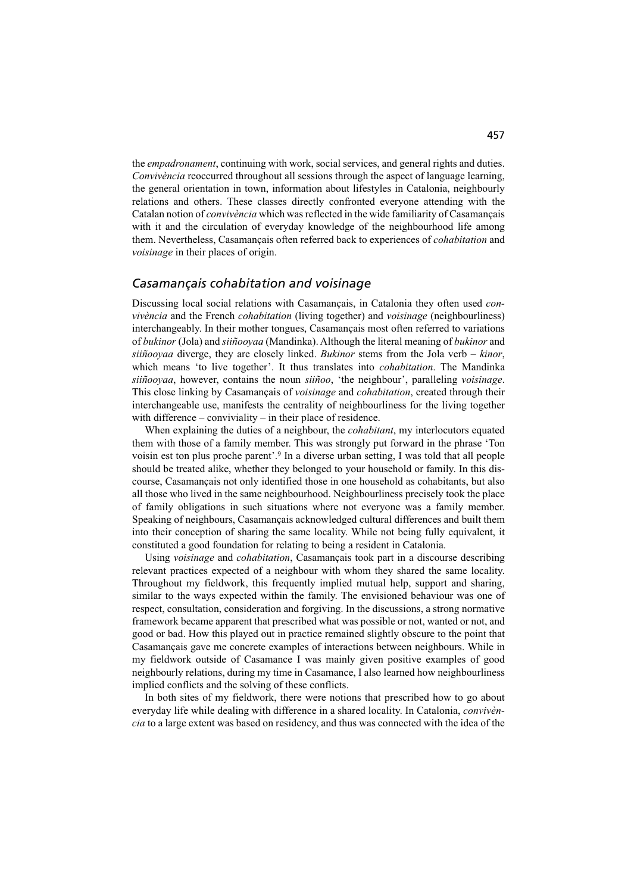the *empadronament*, continuing with work, social services, and general rights and duties. *Convivència* reoccurred throughout all sessions through the aspect of language learning, the general orientation in town, information about lifestyles in Catalonia, neighbourly relations and others. These classes directly confronted everyone attending with the Catalan notion of *convivència* which was reflected in the wide familiarity of Casamançais with it and the circulation of everyday knowledge of the neighbourhood life among them. Nevertheless, Casamançais often referred back to experiences of *cohabitation* and *voisinage* in their places of origin.

## *Casamançais cohabitation and voisinage*

Discussing local social relations with Casamançais, in Catalonia they often used *convivència* and the French *cohabitation* (living together) and *voisinage* (neighbourliness) interchangeably. In their mother tongues, Casamançais most often referred to variations of *bukinor* (Jola) and *siiñooyaa* (Mandinka). Although the literal meaning of *bukinor* and *siiñooyaa* diverge, they are closely linked. *Bukinor* stems from the Jola verb – *kinor*, which means 'to live together'. It thus translates into *cohabitation*. The Mandinka *siiñooyaa*, however, contains the noun *siiñoo*, 'the neighbour', paralleling *voisinage*. This close linking by Casamançais of *voisinage* and *cohabitation*, created through their interchangeable use, manifests the centrality of neighbourliness for the living together with difference – conviviality – in their place of residence.

When explaining the duties of a neighbour, the *cohabitant*, my interlocutors equated them with those of a family member. This was strongly put forward in the phrase 'Ton voisin est ton plus proche parent'.[9] In a diverse urban setting, I was told that all people should be treated alike, whether they belonged to your household or family. In this discourse, Casamançais not only identified those in one household as cohabitants, but also all those who lived in the same neighbourhood. Neighbourliness precisely took the place of family obligations in such situations where not everyone was a family member. Speaking of neighbours, Casamançais acknowledged cultural differences and built them into their conception of sharing the same locality. While not being fully equivalent, it constituted a good foundation for relating to being a resident in Catalonia.

Using *voisinage* and *cohabitation*, Casamançais took part in a discourse describing relevant practices expected of a neighbour with whom they shared the same locality. Throughout my fieldwork, this frequently implied mutual help, support and sharing, similar to the ways expected within the family. The envisioned behaviour was one of respect, consultation, consideration and forgiving. In the discussions, a strong normative framework became apparent that prescribed what was possible or not, wanted or not, and good or bad. How this played out in practice remained slightly obscure to the point that Casamançais gave me concrete examples of interactions between neighbours. While in my fieldwork outside of Casamance I was mainly given positive examples of good neighbourly relations, during my time in Casamance, I also learned how neighbourliness implied conflicts and the solving of these conflicts.

In both sites of my fieldwork, there were notions that prescribed how to go about everyday life while dealing with difference in a shared locality. In Catalonia, *convivència* to a large extent was based on residency, and thus was connected with the idea of the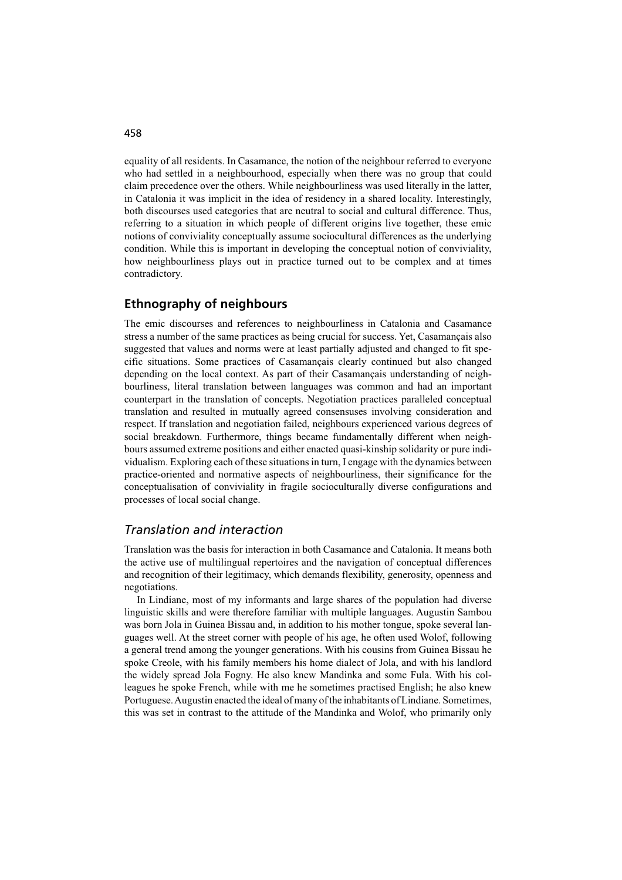equality of all residents. In Casamance, the notion of the neighbour referred to everyone who had settled in a neighbourhood, especially when there was no group that could claim precedence over the others. While neighbourliness was used literally in the latter, in Catalonia it was implicit in the idea of residency in a shared locality. Interestingly, both discourses used categories that are neutral to social and cultural difference. Thus, referring to a situation in which people of different origins live together, these emic notions of conviviality conceptually assume sociocultural differences as the underlying condition. While this is important in developing the conceptual notion of conviviality, how neighbourliness plays out in practice turned out to be complex and at times contradictory.

## Ethnography of neighbours

The emic discourses and references to neighbourliness in Catalonia and Casamance stress a number of the same practices as being crucial for success. Yet, Casamançais also suggested that values and norms were at least partially adjusted and changed to fit specific situations. Some practices of Casamançais clearly continued but also changed depending on the local context. As part of their Casamançais understanding of neighbourliness, literal translation between languages was common and had an important counterpart in the translation of concepts. Negotiation practices paralleled conceptual translation and resulted in mutually agreed consensuses involving consideration and respect. If translation and negotiation failed, neighbours experienced various degrees of social breakdown. Furthermore, things became fundamentally different when neighbours assumed extreme positions and either enacted quasi-kinship solidarity or pure individualism. Exploring each of these situations in turn, I engage with the dynamics between practice-oriented and normative aspects of neighbourliness, their significance for the conceptualisation of conviviality in fragile socioculturally diverse configurations and processes of local social change.

### *Translation and interaction*

Translation was the basis for interaction in both Casamance and Catalonia. It means both the active use of multilingual repertoires and the navigation of conceptual differences and recognition of their legitimacy, which demands flexibility, generosity, openness and negotiations.

In Lindiane, most of my informants and large shares of the population had diverse linguistic skills and were therefore familiar with multiple languages. Augustin Sambou was born Jola in Guinea Bissau and, in addition to his mother tongue, spoke several languages well. At the street corner with people of his age, he often used Wolof, following a general trend among the younger generations. With his cousins from Guinea Bissau he spoke Creole, with his family members his home dialect of Jola, and with his landlord the widely spread Jola Fogny. He also knew Mandinka and some Fula. With his colleagues he spoke French, while with me he sometimes practised English; he also knew Portuguese. Augustin enacted the ideal of many of the inhabitants of Lindiane. Sometimes, this was set in contrast to the attitude of the Mandinka and Wolof, who primarily only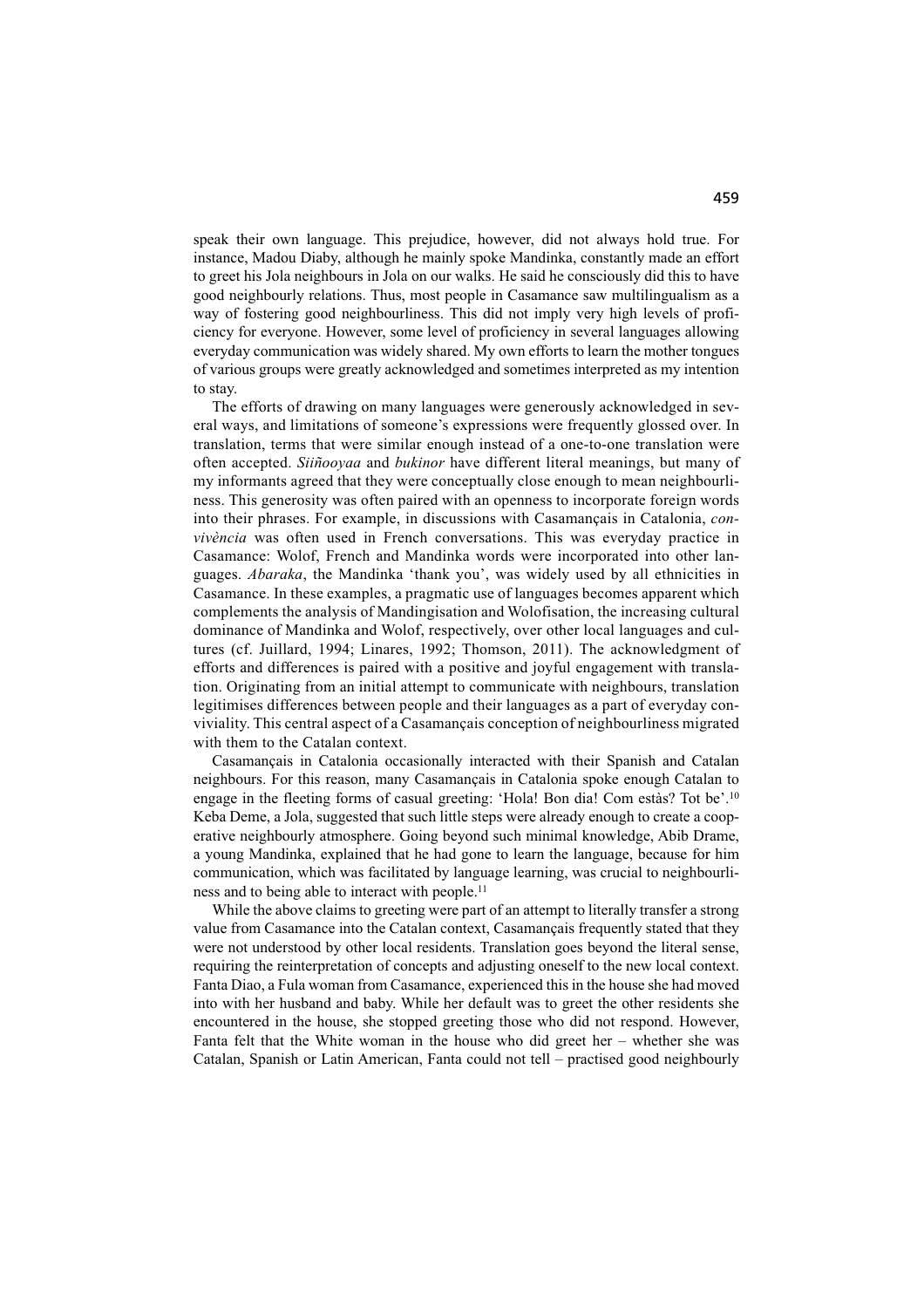speak their own language. This prejudice, however, did not always hold true. For instance, Madou Diaby, although he mainly spoke Mandinka, constantly made an effort to greet his Jola neighbours in Jola on our walks. He said he consciously did this to have good neighbourly relations. Thus, most people in Casamance saw multilingualism as a way of fostering good neighbourliness. This did not imply very high levels of proficiency for everyone. However, some level of proficiency in several languages allowing everyday communication was widely shared. My own efforts to learn the mother tongues of various groups were greatly acknowledged and sometimes interpreted as my intention to stay.

The efforts of drawing on many languages were generously acknowledged in several ways, and limitations of someone's expressions were frequently glossed over. In translation, terms that were similar enough instead of a one-to-one translation were often accepted. *Siiñooyaa* and *bukinor* have different literal meanings, but many of my informants agreed that they were conceptually close enough to mean neighbourliness. This generosity was often paired with an openness to incorporate foreign words into their phrases. For example, in discussions with Casamançais in Catalonia, *convivència* was often used in French conversations. This was everyday practice in Casamance: Wolof, French and Mandinka words were incorporated into other languages. *Abaraka*, the Mandinka 'thank you', was widely used by all ethnicities in Casamance. In these examples, a pragmatic use of languages becomes apparent which complements the analysis of Mandingisation and Wolofisation, the increasing cultural dominance of Mandinka and Wolof, respectively, over other local languages and cultures (cf. Juillard, 1994; Linares, 1992; Thomson, 2011). The acknowledgment of efforts and differences is paired with a positive and joyful engagement with translation. Originating from an initial attempt to communicate with neighbours, translation legitimises differences between people and their languages as a part of everyday conviviality. This central aspect of a Casamançais conception of neighbourliness migrated with them to the Catalan context.

Casamançais in Catalonia occasionally interacted with their Spanish and Catalan neighbours. For this reason, many Casamançais in Catalonia spoke enough Catalan to engage in the fleeting forms of casual greeting: 'Hola! Bon dia! Com estàs? Tot be'.[10] Keba Deme, a Jola, suggested that such little steps were already enough to create a cooperative neighbourly atmosphere. Going beyond such minimal knowledge, Abib Drame, a young Mandinka, explained that he had gone to learn the language, because for him communication, which was facilitated by language learning, was crucial to neighbourliness and to being able to interact with people.[11]

While the above claims to greeting were part of an attempt to literally transfer a strong value from Casamance into the Catalan context, Casamançais frequently stated that they were not understood by other local residents. Translation goes beyond the literal sense, requiring the reinterpretation of concepts and adjusting oneself to the new local context. Fanta Diao, a Fula woman from Casamance, experienced this in the house she had moved into with her husband and baby. While her default was to greet the other residents she encountered in the house, she stopped greeting those who did not respond. However, Fanta felt that the White woman in the house who did greet her – whether she was Catalan, Spanish or Latin American, Fanta could not tell – practised good neighbourly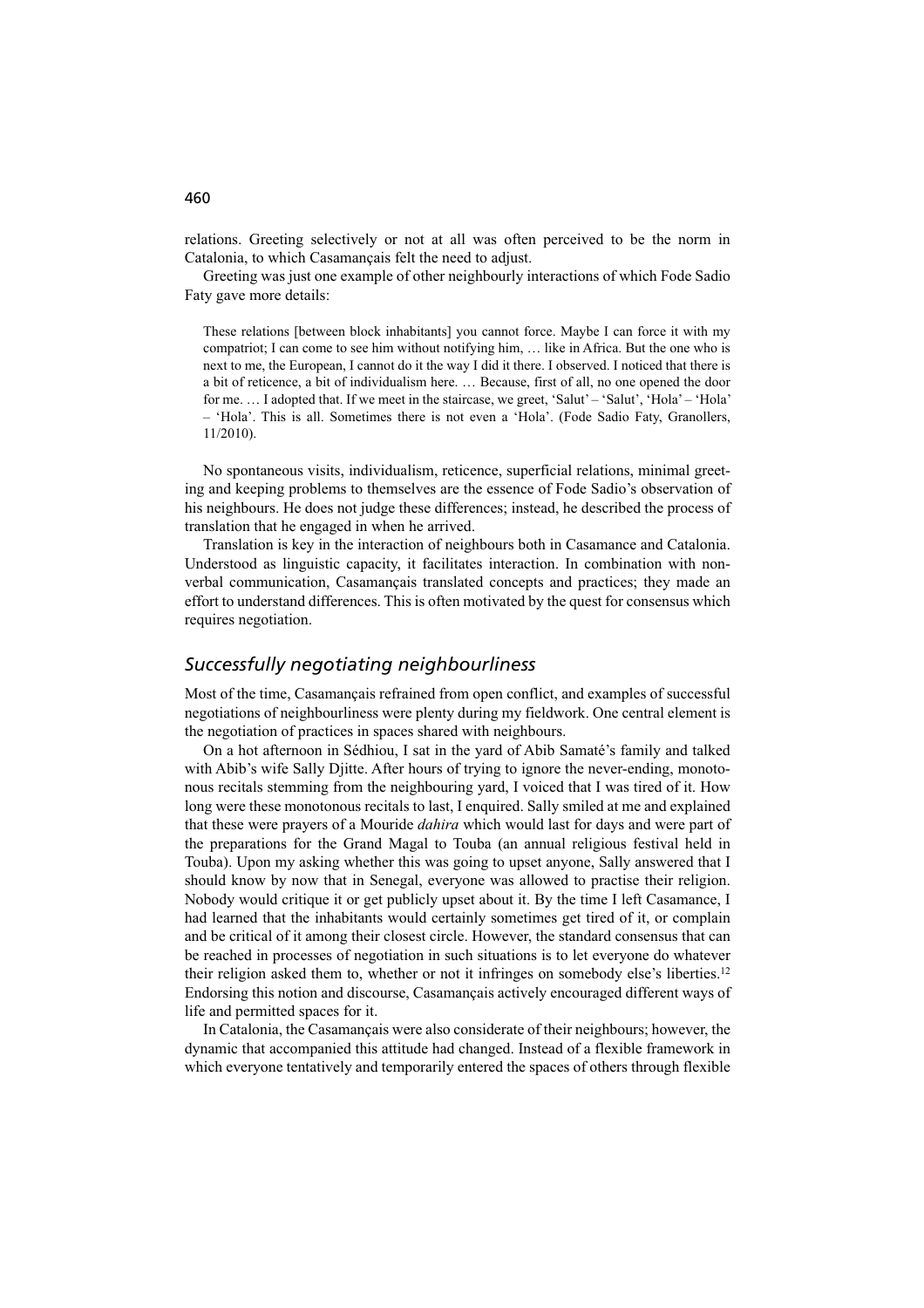relations. Greeting selectively or not at all was often perceived to be the norm in Catalonia, to which Casamançais felt the need to adjust.

Greeting was just one example of other neighbourly interactions of which Fode Sadio Faty gave more details:

> These relations [between block inhabitants] you cannot force. Maybe I can force it with my compatriot; I can come to see him without notifying him, … like in Africa. But the one who is next to me, the European, I cannot do it the way I did it there. I observed. I noticed that there is a bit of reticence, a bit of individualism here. … Because, first of all, no one opened the door for me. … I adopted that. If we meet in the staircase, we greet, 'Salut' – 'Salut', 'Hola' – 'Hola' – 'Hola'. This is all. Sometimes there is not even a 'Hola'. (Fode Sadio Faty, Granollers, 11/2010).

No spontaneous visits, individualism, reticence, superficial relations, minimal greeting and keeping problems to themselves are the essence of Fode Sadio's observation of his neighbours. He does not judge these differences; instead, he described the process of translation that he engaged in when he arrived.

Translation is key in the interaction of neighbours both in Casamance and Catalonia. Understood as linguistic capacity, it facilitates interaction. In combination with non-verbal communication, Casamançais translated concepts and practices; they made an effort to understand differences. This is often motivated by the quest for consensus which requires negotiation.

## *Successfully negotiating neighbourliness*

Most of the time, Casamançais refrained from open conflict, and examples of successful negotiations of neighbourliness were plenty during my fieldwork. One central element is the negotiation of practices in spaces shared with neighbours.

On a hot afternoon in Sédhiou, I sat in the yard of Abib Samaté's family and talked with Abib's wife Sally Djitte. After hours of trying to ignore the never-ending, monotonous recitals stemming from the neighbouring yard, I voiced that I was tired of it. How long were these monotonous recitals to last, I enquired. Sally smiled at me and explained that these were prayers of a Mouride *dahira* which would last for days and were part of the preparations for the Grand Magal to Touba (an annual religious festival held in Touba). Upon my asking whether this was going to upset anyone, Sally answered that I should know by now that in Senegal, everyone was allowed to practise their religion. Nobody would critique it or get publicly upset about it. By the time I left Casamance, I had learned that the inhabitants would certainly sometimes get tired of it, or complain and be critical of it among their closest circle. However, the standard consensus that can be reached in processes of negotiation in such situations is to let everyone do whatever their religion asked them to, whether or not it infringes on somebody else's liberties.[12] Endorsing this notion and discourse, Casamançais actively encouraged different ways of life and permitted spaces for it.

In Catalonia, the Casamançais were also considerate of their neighbours; however, the dynamic that accompanied this attitude had changed. Instead of a flexible framework in which everyone tentatively and temporarily entered the spaces of others through flexible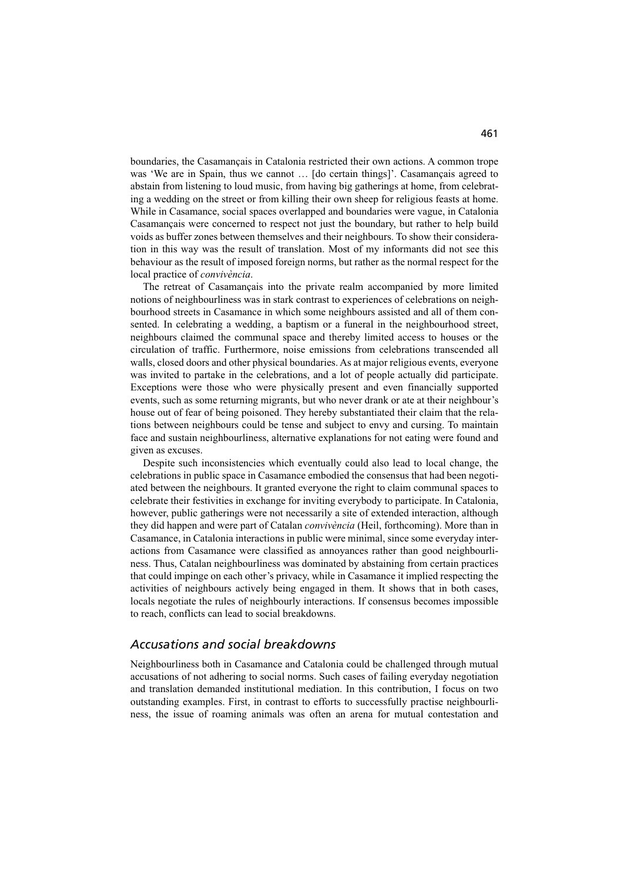boundaries, the Casamançais in Catalonia restricted their own actions. A common trope was 'We are in Spain, thus we cannot … [do certain things]'. Casamançais agreed to abstain from listening to loud music, from having big gatherings at home, from celebrating a wedding on the street or from killing their own sheep for religious feasts at home. While in Casamance, social spaces overlapped and boundaries were vague, in Catalonia Casamançais were concerned to respect not just the boundary, but rather to help build voids as buffer zones between themselves and their neighbours. To show their consideration in this way was the result of translation. Most of my informants did not see this behaviour as the result of imposed foreign norms, but rather as the normal respect for the local practice of *convivència*.

The retreat of Casamançais into the private realm accompanied by more limited notions of neighbourliness was in stark contrast to experiences of celebrations on neighbourhood streets in Casamance in which some neighbours assisted and all of them consented. In celebrating a wedding, a baptism or a funeral in the neighbourhood street, neighbours claimed the communal space and thereby limited access to houses or the circulation of traffic. Furthermore, noise emissions from celebrations transcended all walls, closed doors and other physical boundaries. As at major religious events, everyone was invited to partake in the celebrations, and a lot of people actually did participate. Exceptions were those who were physically present and even financially supported events, such as some returning migrants, but who never drank or ate at their neighbour's house out of fear of being poisoned. They hereby substantiated their claim that the relations between neighbours could be tense and subject to envy and cursing. To maintain face and sustain neighbourliness, alternative explanations for not eating were found and given as excuses.

Despite such inconsistencies which eventually could also lead to local change, the celebrations in public space in Casamance embodied the consensus that had been negotiated between the neighbours. It granted everyone the right to claim communal spaces to celebrate their festivities in exchange for inviting everybody to participate. In Catalonia, however, public gatherings were not necessarily a site of extended interaction, although they did happen and were part of Catalan *convivència* (Heil, forthcoming). More than in Casamance, in Catalonia interactions in public were minimal, since some everyday interactions from Casamance were classified as annoyances rather than good neighbourliness. Thus, Catalan neighbourliness was dominated by abstaining from certain practices that could impinge on each other's privacy, while in Casamance it implied respecting the activities of neighbours actively being engaged in them. It shows that in both cases, locals negotiate the rules of neighbourly interactions. If consensus becomes impossible to reach, conflicts can lead to social breakdowns.

## *Accusations and social breakdowns*

Neighbourliness both in Casamance and Catalonia could be challenged through mutual accusations of not adhering to social norms. Such cases of failing everyday negotiation and translation demanded institutional mediation. In this contribution, I focus on two outstanding examples. First, in contrast to efforts to successfully practise neighbourliness, the issue of roaming animals was often an arena for mutual contestation and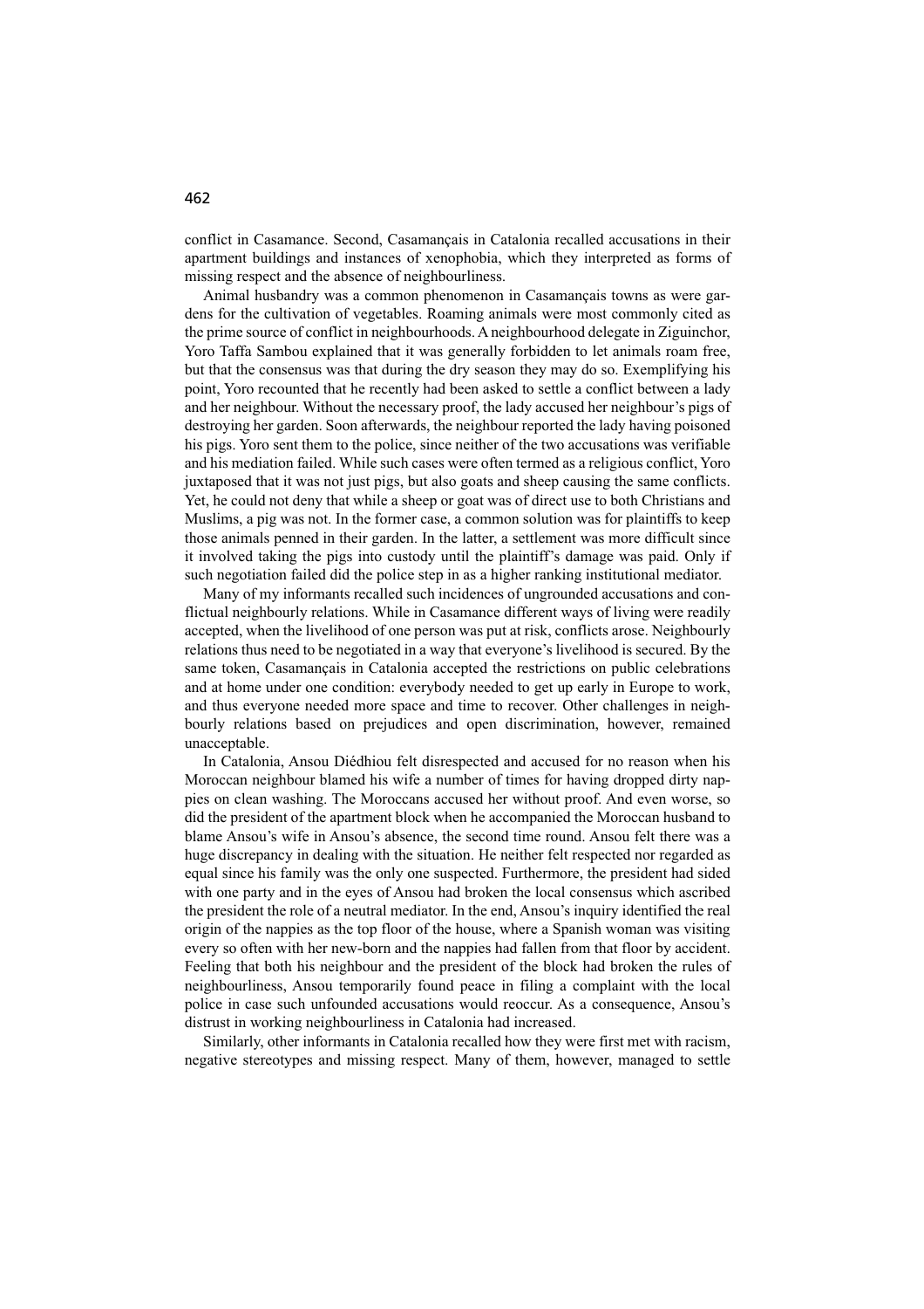conflict in Casamance. Second, Casamançais in Catalonia recalled accusations in their apartment buildings and instances of xenophobia, which they interpreted as forms of missing respect and the absence of neighbourliness.

Animal husbandry was a common phenomenon in Casamançais towns as were gardens for the cultivation of vegetables. Roaming animals were most commonly cited as the prime source of conflict in neighbourhoods. A neighbourhood delegate in Ziguinchor, Yoro Taffa Sambou explained that it was generally forbidden to let animals roam free, but that the consensus was that during the dry season they may do so. Exemplifying his point, Yoro recounted that he recently had been asked to settle a conflict between a lady and her neighbour. Without the necessary proof, the lady accused her neighbour's pigs of destroying her garden. Soon afterwards, the neighbour reported the lady having poisoned his pigs. Yoro sent them to the police, since neither of the two accusations was verifiable and his mediation failed. While such cases were often termed as a religious conflict, Yoro juxtaposed that it was not just pigs, but also goats and sheep causing the same conflicts. Yet, he could not deny that while a sheep or goat was of direct use to both Christians and Muslims, a pig was not. In the former case, a common solution was for plaintiffs to keep those animals penned in their garden. In the latter, a settlement was more difficult since it involved taking the pigs into custody until the plaintiff's damage was paid. Only if such negotiation failed did the police step in as a higher ranking institutional mediator.

Many of my informants recalled such incidences of ungrounded accusations and conflictual neighbourly relations. While in Casamance different ways of living were readily accepted, when the livelihood of one person was put at risk, conflicts arose. Neighbourly relations thus need to be negotiated in a way that everyone's livelihood is secured. By the same token, Casamançais in Catalonia accepted the restrictions on public celebrations and at home under one condition: everybody needed to get up early in Europe to work, and thus everyone needed more space and time to recover. Other challenges in neighbourly relations based on prejudices and open discrimination, however, remained unacceptable.

In Catalonia, Ansou Diédhiou felt disrespected and accused for no reason when his Moroccan neighbour blamed his wife a number of times for having dropped dirty nappies on clean washing. The Moroccans accused her without proof. And even worse, so did the president of the apartment block when he accompanied the Moroccan husband to blame Ansou's wife in Ansou's absence, the second time round. Ansou felt there was a huge discrepancy in dealing with the situation. He neither felt respected nor regarded as equal since his family was the only one suspected. Furthermore, the president had sided with one party and in the eyes of Ansou had broken the local consensus which ascribed the president the role of a neutral mediator. In the end, Ansou's inquiry identified the real origin of the nappies as the top floor of the house, where a Spanish woman was visiting every so often with her new-born and the nappies had fallen from that floor by accident. Feeling that both his neighbour and the president of the block had broken the rules of neighbourliness, Ansou temporarily found peace in filing a complaint with the local police in case such unfounded accusations would reoccur. As a consequence, Ansou's distrust in working neighbourliness in Catalonia had increased.

Similarly, other informants in Catalonia recalled how they were first met with racism, negative stereotypes and missing respect. Many of them, however, managed to settle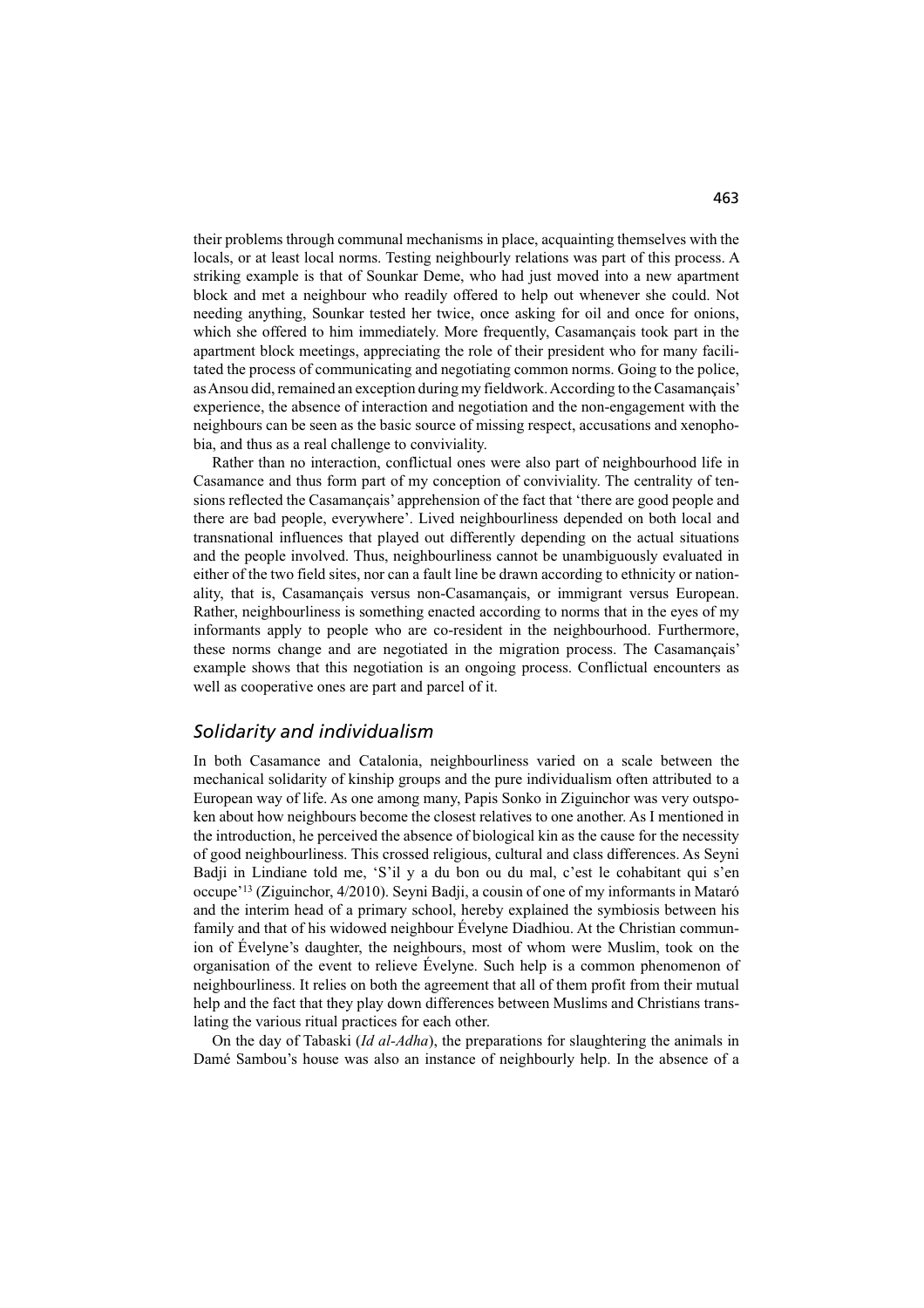their problems through communal mechanisms in place, acquainting themselves with the locals, or at least local norms. Testing neighbourly relations was part of this process. A striking example is that of Sounkar Deme, who had just moved into a new apartment block and met a neighbour who readily offered to help out whenever she could. Not needing anything, Sounkar tested her twice, once asking for oil and once for onions, which she offered to him immediately. More frequently, Casamançais took part in the apartment block meetings, appreciating the role of their president who for many facilitated the process of communicating and negotiating common norms. Going to the police, as Ansou did, remained an exception during my fieldwork. According to the Casamançais' experience, the absence of interaction and negotiation and the non-engagement with the neighbours can be seen as the basic source of missing respect, accusations and xenophobia, and thus as a real challenge to conviviality.

Rather than no interaction, conflictual ones were also part of neighbourhood life in Casamance and thus form part of my conception of conviviality. The centrality of tensions reflected the Casamançais' apprehension of the fact that 'there are good people and there are bad people, everywhere'. Lived neighbourliness depended on both local and transnational influences that played out differently depending on the actual situations and the people involved. Thus, neighbourliness cannot be unambiguously evaluated in either of the two field sites, nor can a fault line be drawn according to ethnicity or nationality, that is, Casamançais versus non-Casamançais, or immigrant versus European. Rather, neighbourliness is something enacted according to norms that in the eyes of my informants apply to people who are co-resident in the neighbourhood. Furthermore, these norms change and are negotiated in the migration process. The Casamançais' example shows that this negotiation is an ongoing process. Conflictual encounters as well as cooperative ones are part and parcel of it.

## *Solidarity and individualism*

In both Casamance and Catalonia, neighbourliness varied on a scale between the mechanical solidarity of kinship groups and the pure individualism often attributed to a European way of life. As one among many, Papis Sonko in Ziguinchor was very outspoken about how neighbours become the closest relatives to one another. As I mentioned in the introduction, he perceived the absence of biological kin as the cause for the necessity of good neighbourliness. This crossed religious, cultural and class differences. As Seyni Badji in Lindiane told me, 'S'il y a du bon ou du mal, c'est le cohabitant qui s'en occupe'[13] (Ziguinchor, 4/2010). Seyni Badji, a cousin of one of my informants in Mataró and the interim head of a primary school, hereby explained the symbiosis between his family and that of his widowed neighbour Évelyne Diadhiou. At the Christian communion of Évelyne's daughter, the neighbours, most of whom were Muslim, took on the organisation of the event to relieve Évelyne. Such help is a common phenomenon of neighbourliness. It relies on both the agreement that all of them profit from their mutual help and the fact that they play down differences between Muslims and Christians translating the various ritual practices for each other.

On the day of Tabaski (*Id al-Adha*), the preparations for slaughtering the animals in Damé Sambou's house was also an instance of neighbourly help. In the absence of a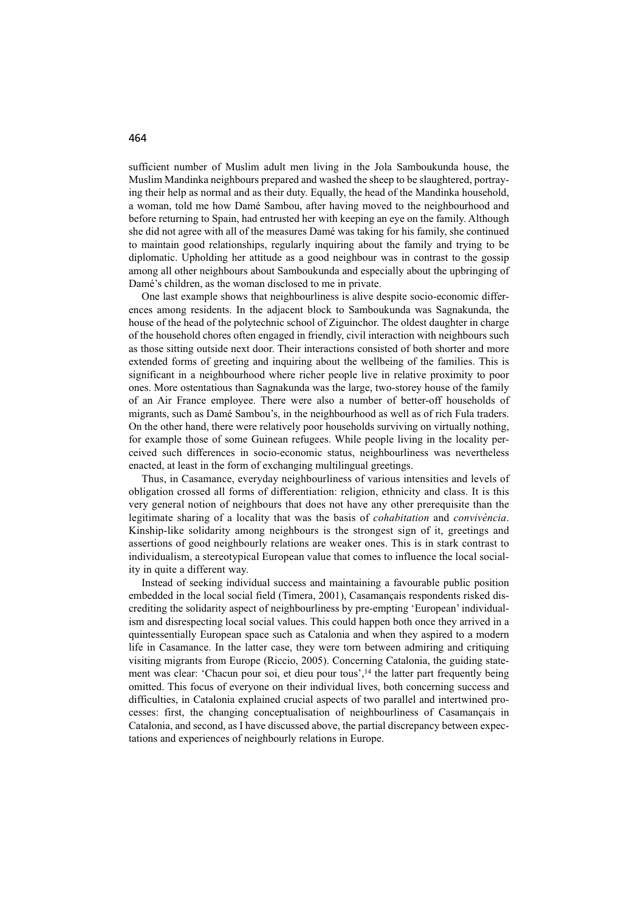sufficient number of Muslim adult men living in the Jola Samboukunda house, the Muslim Mandinka neighbours prepared and washed the sheep to be slaughtered, portraying their help as normal and as their duty. Equally, the head of the Mandinka household, a woman, told me how Damé Sambou, after having moved to the neighbourhood and before returning to Spain, had entrusted her with keeping an eye on the family. Although she did not agree with all of the measures Damé was taking for his family, she continued to maintain good relationships, regularly inquiring about the family and trying to be diplomatic. Upholding her attitude as a good neighbour was in contrast to the gossip among all other neighbours about Samboukunda and especially about the upbringing of Damé's children, as the woman disclosed to me in private.

One last example shows that neighbourliness is alive despite socio-economic differences among residents. In the adjacent block to Samboukunda was Sagnakunda, the house of the head of the polytechnic school of Ziguinchor. The oldest daughter in charge of the household chores often engaged in friendly, civil interaction with neighbours such as those sitting outside next door. Their interactions consisted of both shorter and more extended forms of greeting and inquiring about the wellbeing of the families. This is significant in a neighbourhood where richer people live in relative proximity to poor ones. More ostentatious than Sagnakunda was the large, two-storey house of the family of an Air France employee. There were also a number of better-off households of migrants, such as Damé Sambou's, in the neighbourhood as well as of rich Fula traders. On the other hand, there were relatively poor households surviving on virtually nothing, for example those of some Guinean refugees. While people living in the locality perceived such differences in socio-economic status, neighbourliness was nevertheless enacted, at least in the form of exchanging multilingual greetings.

Thus, in Casamance, everyday neighbourliness of various intensities and levels of obligation crossed all forms of differentiation: religion, ethnicity and class. It is this very general notion of neighbours that does not have any other prerequisite than the legitimate sharing of a locality that was the basis of *cohabitation* and *convivència*. Kinship-like solidarity among neighbours is the strongest sign of it, greetings and assertions of good neighbourly relations are weaker ones. This is in stark contrast to individualism, a stereotypical European value that comes to influence the local sociality in quite a different way.

Instead of seeking individual success and maintaining a favourable public position embedded in the local social field (Timera, 2001), Casamançais respondents risked discrediting the solidarity aspect of neighbourliness by pre-empting 'European' individualism and disrespecting local social values. This could happen both once they arrived in a quintessentially European space such as Catalonia and when they aspired to a modern life in Casamance. In the latter case, they were torn between admiring and critiquing visiting migrants from Europe (Riccio, 2005). Concerning Catalonia, the guiding statement was clear: 'Chacun pour soi, et dieu pour tous',[14] the latter part frequently being omitted. This focus of everyone on their individual lives, both concerning success and difficulties, in Catalonia explained crucial aspects of two parallel and intertwined processes: first, the changing conceptualisation of neighbourliness of Casamançais in Catalonia, and second, as I have discussed above, the partial discrepancy between expectations and experiences of neighbourly relations in Europe.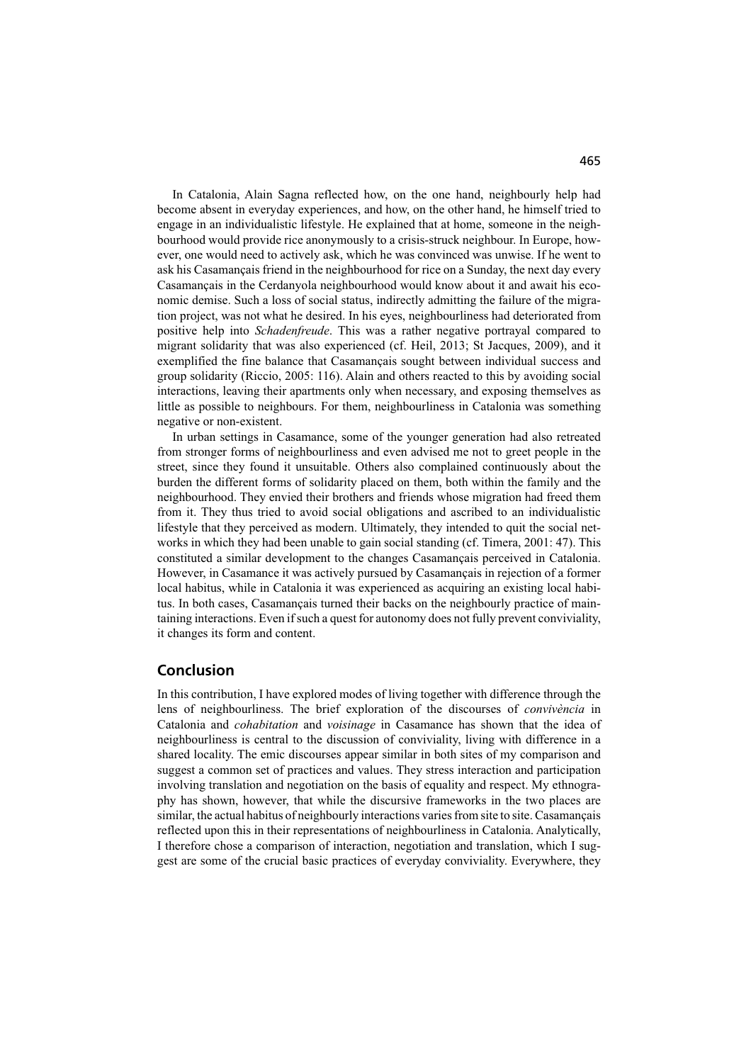In Catalonia, Alain Sagna reflected how, on the one hand, neighbourly help had become absent in everyday experiences, and how, on the other hand, he himself tried to engage in an individualistic lifestyle. He explained that at home, someone in the neighbourhood would provide rice anonymously to a crisis-struck neighbour. In Europe, however, one would need to actively ask, which he was convinced was unwise. If he went to ask his Casamançais friend in the neighbourhood for rice on a Sunday, the next day every Casamançais in the Cerdanyola neighbourhood would know about it and await his economic demise. Such a loss of social status, indirectly admitting the failure of the migration project, was not what he desired. In his eyes, neighbourliness had deteriorated from positive help into *Schadenfreude*. This was a rather negative portrayal compared to migrant solidarity that was also experienced (cf. Heil, 2013; St Jacques, 2009), and it exemplified the fine balance that Casamançais sought between individual success and group solidarity (Riccio, 2005: 116). Alain and others reacted to this by avoiding social interactions, leaving their apartments only when necessary, and exposing themselves as little as possible to neighbours. For them, neighbourliness in Catalonia was something negative or non-existent.

In urban settings in Casamance, some of the younger generation had also retreated from stronger forms of neighbourliness and even advised me not to greet people in the street, since they found it unsuitable. Others also complained continuously about the burden the different forms of solidarity placed on them, both within the family and the neighbourhood. They envied their brothers and friends whose migration had freed them from it. They thus tried to avoid social obligations and ascribed to an individualistic lifestyle that they perceived as modern. Ultimately, they intended to quit the social networks in which they had been unable to gain social standing (cf. Timera, 2001: 47). This constituted a similar development to the changes Casamançais perceived in Catalonia. However, in Casamance it was actively pursued by Casamançais in rejection of a former local habitus, while in Catalonia it was experienced as acquiring an existing local habitus. In both cases, Casamançais turned their backs on the neighbourly practice of maintaining interactions. Even if such a quest for autonomy does not fully prevent conviviality, it changes its form and content.

## Conclusion

In this contribution, I have explored modes of living together with difference through the lens of neighbourliness. The brief exploration of the discourses of *convivència* in Catalonia and *cohabitation* and *voisinage* in Casamance has shown that the idea of neighbourliness is central to the discussion of conviviality, living with difference in a shared locality. The emic discourses appear similar in both sites of my comparison and suggest a common set of practices and values. They stress interaction and participation involving translation and negotiation on the basis of equality and respect. My ethnography has shown, however, that while the discursive frameworks in the two places are similar, the actual habitus of neighbourly interactions varies from site to site. Casamançais reflected upon this in their representations of neighbourliness in Catalonia. Analytically, I therefore chose a comparison of interaction, negotiation and translation, which I suggest are some of the crucial basic practices of everyday conviviality. Everywhere, they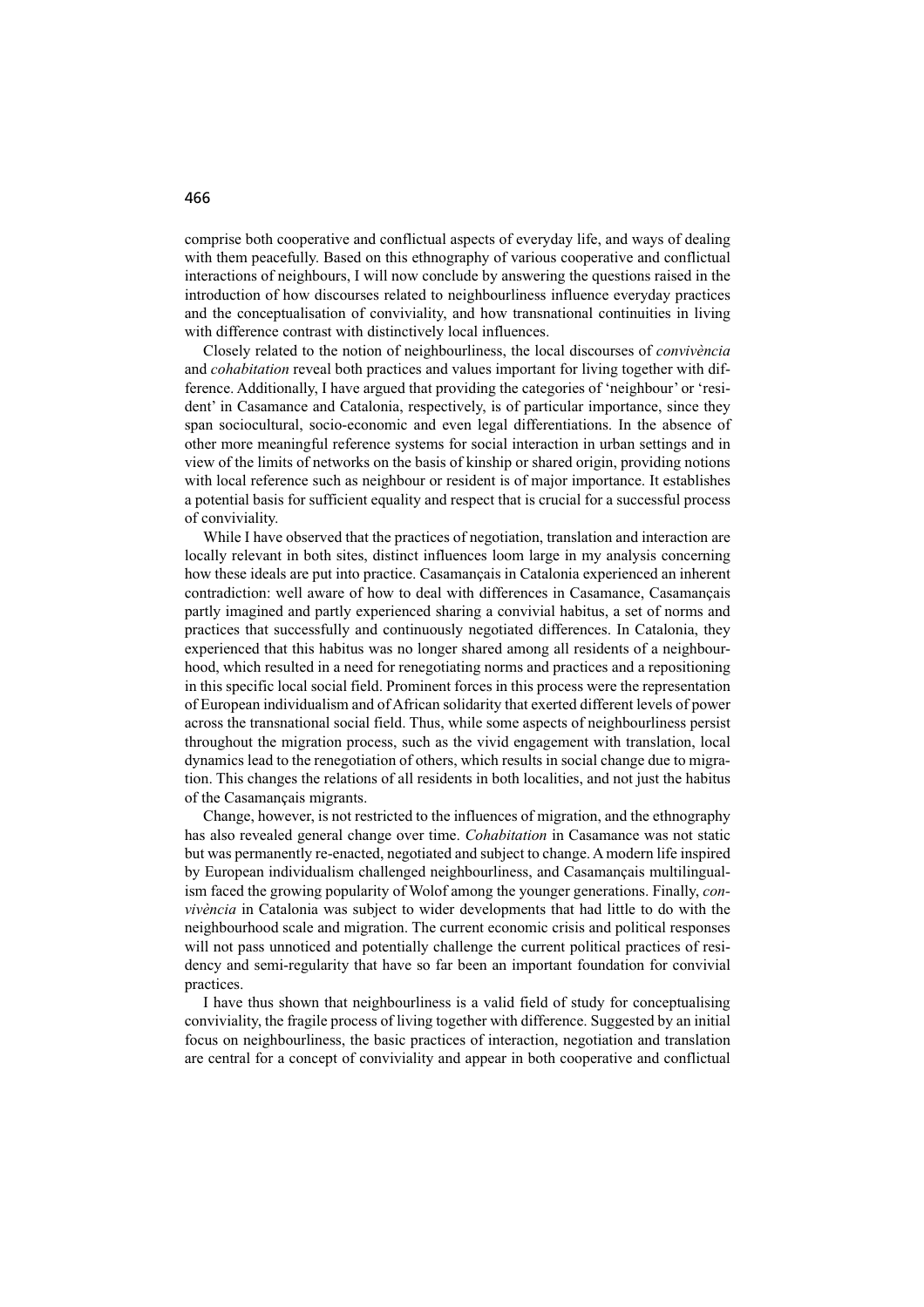comprise both cooperative and conflictual aspects of everyday life, and ways of dealing with them peacefully. Based on this ethnography of various cooperative and conflictual interactions of neighbours, I will now conclude by answering the questions raised in the introduction of how discourses related to neighbourliness influence everyday practices and the conceptualisation of conviviality, and how transnational continuities in living with difference contrast with distinctively local influences.

Closely related to the notion of neighbourliness, the local discourses of *convivència* and *cohabitation* reveal both practices and values important for living together with difference. Additionally, I have argued that providing the categories of 'neighbour' or 'resident' in Casamance and Catalonia, respectively, is of particular importance, since they span sociocultural, socio-economic and even legal differentiations. In the absence of other more meaningful reference systems for social interaction in urban settings and in view of the limits of networks on the basis of kinship or shared origin, providing notions with local reference such as neighbour or resident is of major importance. It establishes a potential basis for sufficient equality and respect that is crucial for a successful process of conviviality.

While I have observed that the practices of negotiation, translation and interaction are locally relevant in both sites, distinct influences loom large in my analysis concerning how these ideals are put into practice. Casamançais in Catalonia experienced an inherent contradiction: well aware of how to deal with differences in Casamance, Casamançais partly imagined and partly experienced sharing a convivial habitus, a set of norms and practices that successfully and continuously negotiated differences. In Catalonia, they experienced that this habitus was no longer shared among all residents of a neighbourhood, which resulted in a need for renegotiating norms and practices and a repositioning in this specific local social field. Prominent forces in this process were the representation of European individualism and of African solidarity that exerted different levels of power across the transnational social field. Thus, while some aspects of neighbourliness persist throughout the migration process, such as the vivid engagement with translation, local dynamics lead to the renegotiation of others, which results in social change due to migration. This changes the relations of all residents in both localities, and not just the habitus of the Casamançais migrants.

Change, however, is not restricted to the influences of migration, and the ethnography has also revealed general change over time. *Cohabitation* in Casamance was not static but was permanently re-enacted, negotiated and subject to change. A modern life inspired by European individualism challenged neighbourliness, and Casamançais multilingualism faced the growing popularity of Wolof among the younger generations. Finally, *convivència* in Catalonia was subject to wider developments that had little to do with the neighbourhood scale and migration. The current economic crisis and political responses will not pass unnoticed and potentially challenge the current political practices of residency and semi-regularity that have so far been an important foundation for convivial practices.

I have thus shown that neighbourliness is a valid field of study for conceptualising conviviality, the fragile process of living together with difference. Suggested by an initial focus on neighbourliness, the basic practices of interaction, negotiation and translation are central for a concept of conviviality and appear in both cooperative and conflictual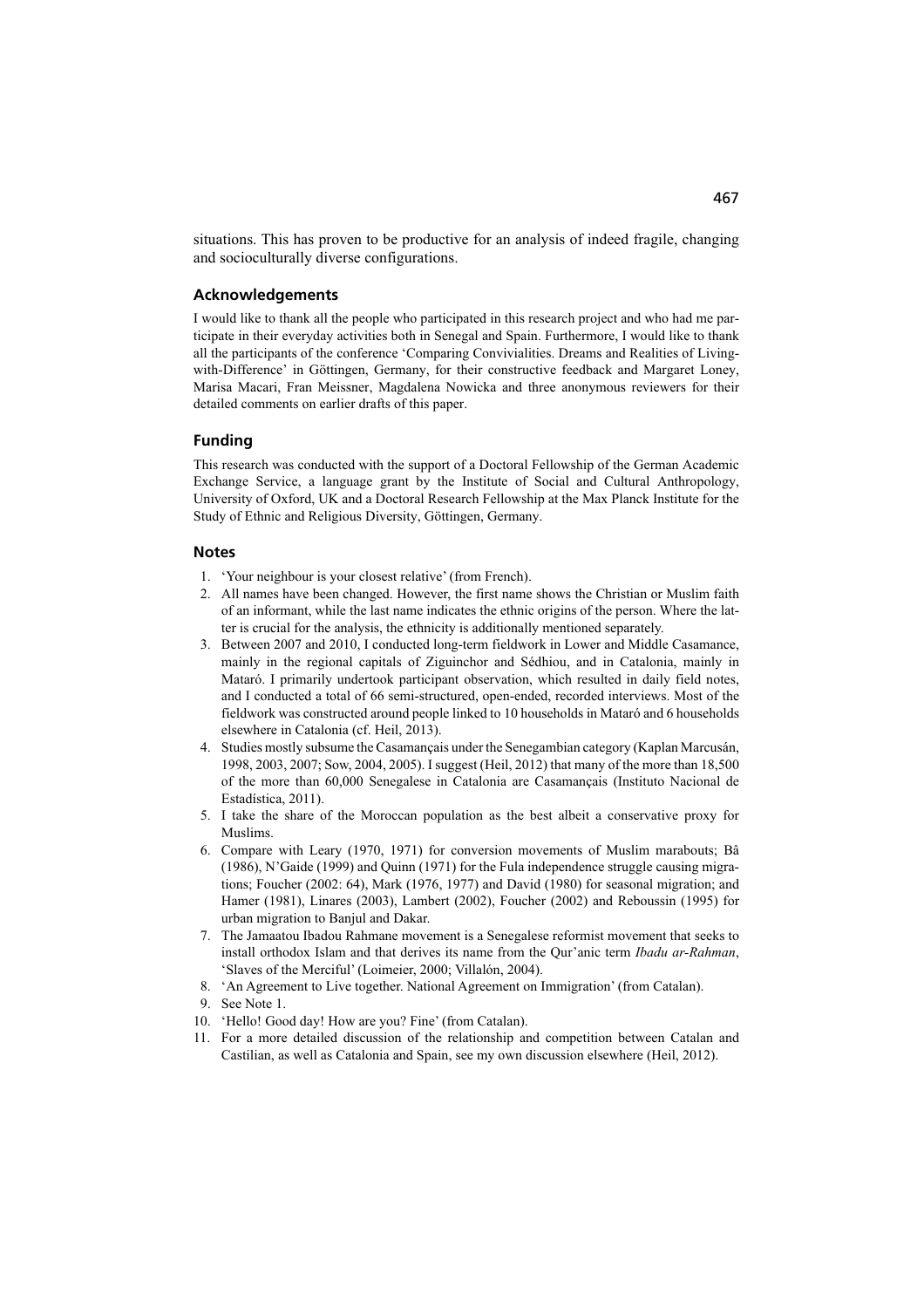situations. This has proven to be productive for an analysis of indeed fragile, changing and socioculturally diverse configurations.

## Acknowledgements

I would like to thank all the people who participated in this research project and who had me participate in their everyday activities both in Senegal and Spain. Furthermore, I would like to thank all the participants of the conference 'Comparing Convivialities. Dreams and Realities of Living-with-Difference' in Göttingen, Germany, for their constructive feedback and Margaret Loney, Marisa Macari, Fran Meissner, Magdalena Nowicka and three anonymous reviewers for their detailed comments on earlier drafts of this paper.

## Funding

This research was conducted with the support of a Doctoral Fellowship of the German Academic Exchange Service, a language grant by the Institute of Social and Cultural Anthropology, University of Oxford, UK and a Doctoral Research Fellowship at the Max Planck Institute for the Study of Ethnic and Religious Diversity, Göttingen, Germany.

## Notes

1. 'Your neighbour is your closest relative' (from French).
2. All names have been changed. However, the first name shows the Christian or Muslim faith of an informant, while the last name indicates the ethnic origins of the person. Where the latter is crucial for the analysis, the ethnicity is additionally mentioned separately.
3. Between 2007 and 2010, I conducted long-term fieldwork in Lower and Middle Casamance, mainly in the regional capitals of Ziguinchor and Sédhiou, and in Catalonia, mainly in Mataró. I primarily undertook participant observation, which resulted in daily field notes, and I conducted a total of 66 semi-structured, open-ended, recorded interviews. Most of the fieldwork was constructed around people linked to 10 households in Mataró and 6 households elsewhere in Catalonia (cf. Heil, 2013).
4. Studies mostly subsume the Casamançais under the Senegambian category (Kaplan Marcusán, 1998, 2003, 2007; Sow, 2004, 2005). I suggest (Heil, 2012) that many of the more than 18,500 of the more than 60,000 Senegalese in Catalonia are Casamançais (Instituto Nacional de Estadística, 2011).
5. I take the share of the Moroccan population as the best albeit a conservative proxy for Muslims.
6. Compare with Leary (1970, 1971) for conversion movements of Muslim marabouts; Bâ (1986), N'Gaide (1999) and Quinn (1971) for the Fula independence struggle causing migrations; Foucher (2002: 64), Mark (1976, 1977) and David (1980) for seasonal migration; and Hamer (1981), Linares (2003), Lambert (2002), Foucher (2002) and Reboussin (1995) for urban migration to Banjul and Dakar.
7. The Jamaatou Ibadou Rahmane movement is a Senegalese reformist movement that seeks to install orthodox Islam and that derives its name from the Qur'anic term *Ibadu ar-Rahman*, 'Slaves of the Merciful' (Loimeier, 2000; Villalón, 2004).
8. 'An Agreement to Live together. National Agreement on Immigration' (from Catalan).
9. See Note 1.
10. 'Hello! Good day! How are you? Fine' (from Catalan).
11. For a more detailed discussion of the relationship and competition between Catalan and Castilian, as well as Catalonia and Spain, see my own discussion elsewhere (Heil, 2012).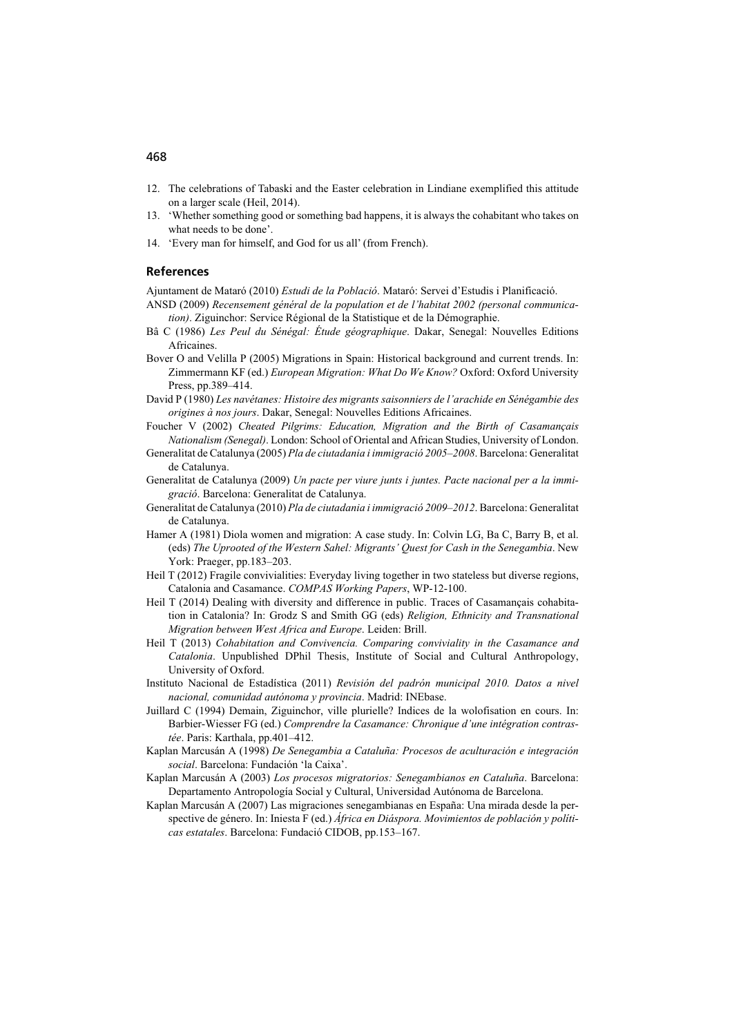12. The celebrations of Tabaski and the Easter celebration in Lindiane exemplified this attitude on a larger scale (Heil, 2014).
13. 'Whether something good or something bad happens, it is always the cohabitant who takes on what needs to be done'.
14. 'Every man for himself, and God for us all' (from French).

## References

Ajuntament de Mataró (2010) *Estudi de la Població*. Mataró: Servei d'Estudis i Planificació.

ANSD (2009) *Recensement général de la population et de l'habitat 2002 (personal communication)*. Ziguinchor: Service Régional de la Statistique et de la Démographie.

Bâ C (1986) *Les Peul du Sénégal: Étude géographique*. Dakar, Senegal: Nouvelles Editions Africaines.

Bover O and Velilla P (2005) Migrations in Spain: Historical background and current trends. In: Zimmermann KF (ed.) *European Migration: What Do We Know?* Oxford: Oxford University Press, pp.389–414.

David P (1980) *Les navétanes: Histoire des migrants saisonniers de l'arachide en Sénégambie des origines à nos jours*. Dakar, Senegal: Nouvelles Editions Africaines.

Foucher V (2002) *Cheated Pilgrims: Education, Migration and the Birth of Casamançais Nationalism (Senegal)*. London: School of Oriental and African Studies, University of London.

Generalitat de Catalunya (2005) *Pla de ciutadania i immigració 2005–2008*. Barcelona: Generalitat de Catalunya.

Generalitat de Catalunya (2009) *Un pacte per viure junts i juntes. Pacte nacional per a la immigració*. Barcelona: Generalitat de Catalunya.

Generalitat de Catalunya (2010) *Pla de ciutadania i immigració 2009–2012*. Barcelona: Generalitat de Catalunya.

Hamer A (1981) Diola women and migration: A case study. In: Colvin LG, Ba C, Barry B, et al. (eds) *The Uprooted of the Western Sahel: Migrants' Quest for Cash in the Senegambia*. New York: Praeger, pp.183–203.

Heil T (2012) Fragile convivialities: Everyday living together in two stateless but diverse regions, Catalonia and Casamance. *COMPAS Working Papers*, WP-12-100.

Heil T (2014) Dealing with diversity and difference in public. Traces of Casamançais cohabitation in Catalonia? In: Grodz S and Smith GG (eds) *Religion, Ethnicity and Transnational Migration between West Africa and Europe*. Leiden: Brill.

Heil T (2013) *Cohabitation and Convivencia. Comparing conviviality in the Casamance and Catalonia*. Unpublished DPhil Thesis, Institute of Social and Cultural Anthropology, University of Oxford.

Instituto Nacional de Estadística (2011) *Revisión del padrón municipal 2010. Datos a nivel nacional, comunidad autónoma y provincia*. Madrid: INEbase.

Juillard C (1994) Demain, Ziguinchor, ville plurielle? Indices de la wolofisation en cours. In: Barbier-Wiesser FG (ed.) *Comprendre la Casamance: Chronique d'une intégration contrastée*. Paris: Karthala, pp.401–412.

Kaplan Marcusán A (1998) *De Senegambia a Cataluña: Procesos de aculturación e integración social*. Barcelona: Fundación 'la Caixa'.

Kaplan Marcusán A (2003) *Los procesos migratorios: Senegambianos en Cataluña*. Barcelona: Departamento Antropología Social y Cultural, Universidad Autónoma de Barcelona.

Kaplan Marcusán A (2007) Las migraciones senegambianas en España: Una mirada desde la perspective de género. In: Iniesta F (ed.) *África en Diáspora. Movimientos de población y políticas estatales*. Barcelona: Fundació CIDOB, pp.153–167.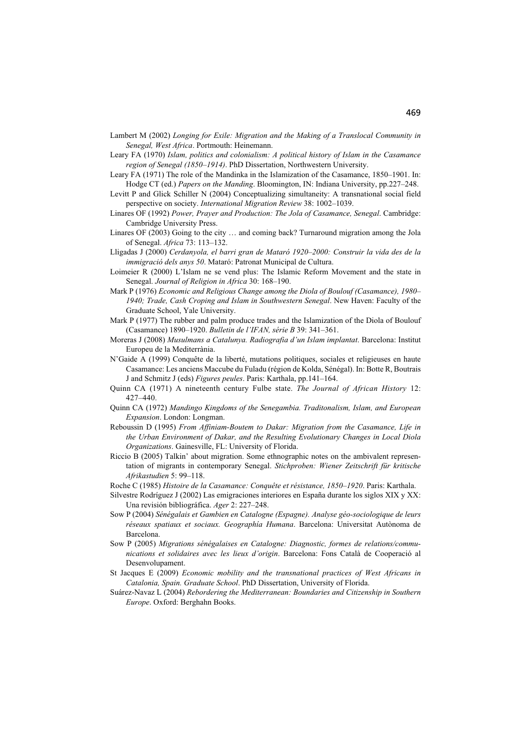Lambert M (2002) *Longing for Exile: Migration and the Making of a Translocal Community in Senegal, West Africa*. Portmouth: Heinemann.

Leary FA (1970) *Islam, politics and colonialism: A political history of Islam in the Casamance region of Senegal (1850–1914)*. PhD Dissertation, Northwestern University.

Leary FA (1971) The role of the Mandinka in the Islamization of the Casamance, 1850–1901. In: Hodge CT (ed.) *Papers on the Manding*. Bloomington, IN: Indiana University, pp.227–248.

Levitt P and Glick Schiller N (2004) Conceptualizing simultaneity: A transnational social field perspective on society. *International Migration Review* 38: 1002–1039.

Linares OF (1992) *Power, Prayer and Production: The Jola of Casamance, Senegal*. Cambridge: Cambridge University Press.

Linares OF (2003) Going to the city … and coming back? Turnaround migration among the Jola of Senegal. *Africa* 73: 113–132.

Lligadas J (2000) *Cerdanyola, el barri gran de Mataró 1920–2000: Construir la vida des de la immigració dels anys 50*. Mataró: Patronat Municipal de Cultura.

Loimeier R (2000) L'Islam ne se vend plus: The Islamic Reform Movement and the state in Senegal. *Journal of Religion in Africa* 30: 168–190.

Mark P (1976) *Economic and Religious Change among the Diola of Boulouf (Casamance), 1980–1940; Trade, Cash Croping and Islam in Southwestern Senegal*. New Haven: Faculty of the Graduate School, Yale University.

Mark P (1977) The rubber and palm produce trades and the Islamization of the Diola of Boulouf (Casamance) 1890–1920. *Bulletin de l'IFAN, série B* 39: 341–361.

Moreras J (2008) *Musulmans a Catalunya. Radiografia d'un Islam implantat*. Barcelona: Institut Europeu de la Mediterrània.

N'Gaide A (1999) Conquête de la liberté, mutations politiques, sociales et religieuses en haute Casamance: Les anciens Maccube du Fuladu (région de Kolda, Sénégal). In: Botte R, Boutrais J and Schmitz J (eds) *Figures peules*. Paris: Karthala, pp.141–164.

Quinn CA (1971) A nineteenth century Fulbe state. *The Journal of African History* 12: 427–440.

Quinn CA (1972) *Mandingo Kingdoms of the Senegambia. Traditonalism, Islam, and European Expansion*. London: Longman.

Reboussin D (1995) *From Affiniam-Boutem to Dakar: Migration from the Casamance, Life in the Urban Environment of Dakar, and the Resulting Evolutionary Changes in Local Diola Organizations*. Gainesville, FL: University of Florida.

Riccio B (2005) Talkin' about migration. Some ethnographic notes on the ambivalent representation of migrants in contemporary Senegal. *Stichproben: Wiener Zeitschrift für kritische Afrikastudien* 5: 99–118.

Roche C (1985) *Histoire de la Casamance: Conquête et résistance, 1850–1920*. Paris: Karthala.

Silvestre Rodríguez J (2002) Las emigraciones interiores en España durante los siglos XIX y XX: Una revisión bibliográfica. *Ager* 2: 227–248.

Sow P (2004) *Sénégalais et Gambien en Catalogne (Espagne). Analyse géo-sociologique de leurs réseaux spatiaux et sociaux. Geographía Humana*. Barcelona: Universitat Autònoma de Barcelona.

Sow P (2005) *Migrations sénégalaises en Catalogne: Diagnostic, formes de relations/communications et solidaires avec les lieux d'origin*. Barcelona: Fons Català de Cooperació al Desenvolupament.

St Jacques E (2009) *Economic mobility and the transnational practices of West Africans in Catalonia, Spain. Graduate School*. PhD Dissertation, University of Florida.

Suárez-Navaz L (2004) *Rebordering the Mediterranean: Boundaries and Citizenship in Southern Europe*. Oxford: Berghahn Books.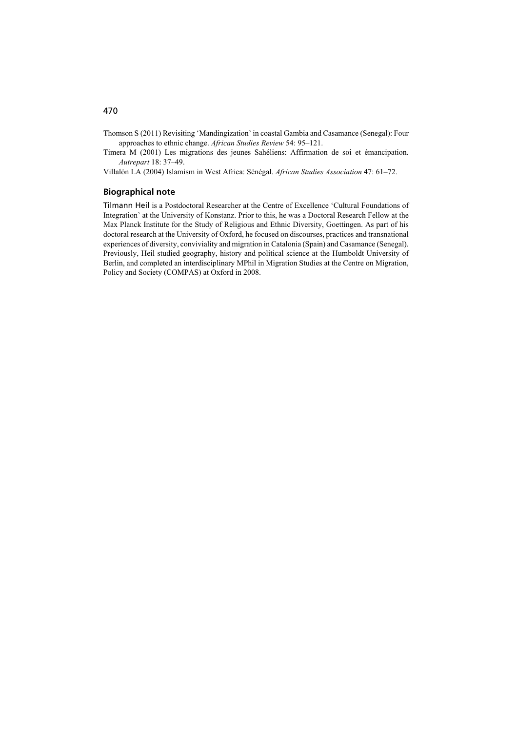Thomson S (2011) Revisiting 'Mandingization' in coastal Gambia and Casamance (Senegal): Four approaches to ethnic change. *African Studies Review* 54: 95–121.

Timera M (2001) Les migrations des jeunes Sahéliens: Affirmation de soi et émancipation. *Autrepart* 18: 37–49.

Villalón LA (2004) Islamism in West Africa: Sénégal. *African Studies Association* 47: 61–72.

## Biographical note

Tilmann Heil is a Postdoctoral Researcher at the Centre of Excellence 'Cultural Foundations of Integration' at the University of Konstanz. Prior to this, he was a Doctoral Research Fellow at the Max Planck Institute for the Study of Religious and Ethnic Diversity, Goettingen. As part of his doctoral research at the University of Oxford, he focused on discourses, practices and transnational experiences of diversity, conviviality and migration in Catalonia (Spain) and Casamance (Senegal). Previously, Heil studied geography, history and political science at the Humboldt University of Berlin, and completed an interdisciplinary MPhil in Migration Studies at the Centre on Migration, Policy and Society (COMPAS) at Oxford in 2008.